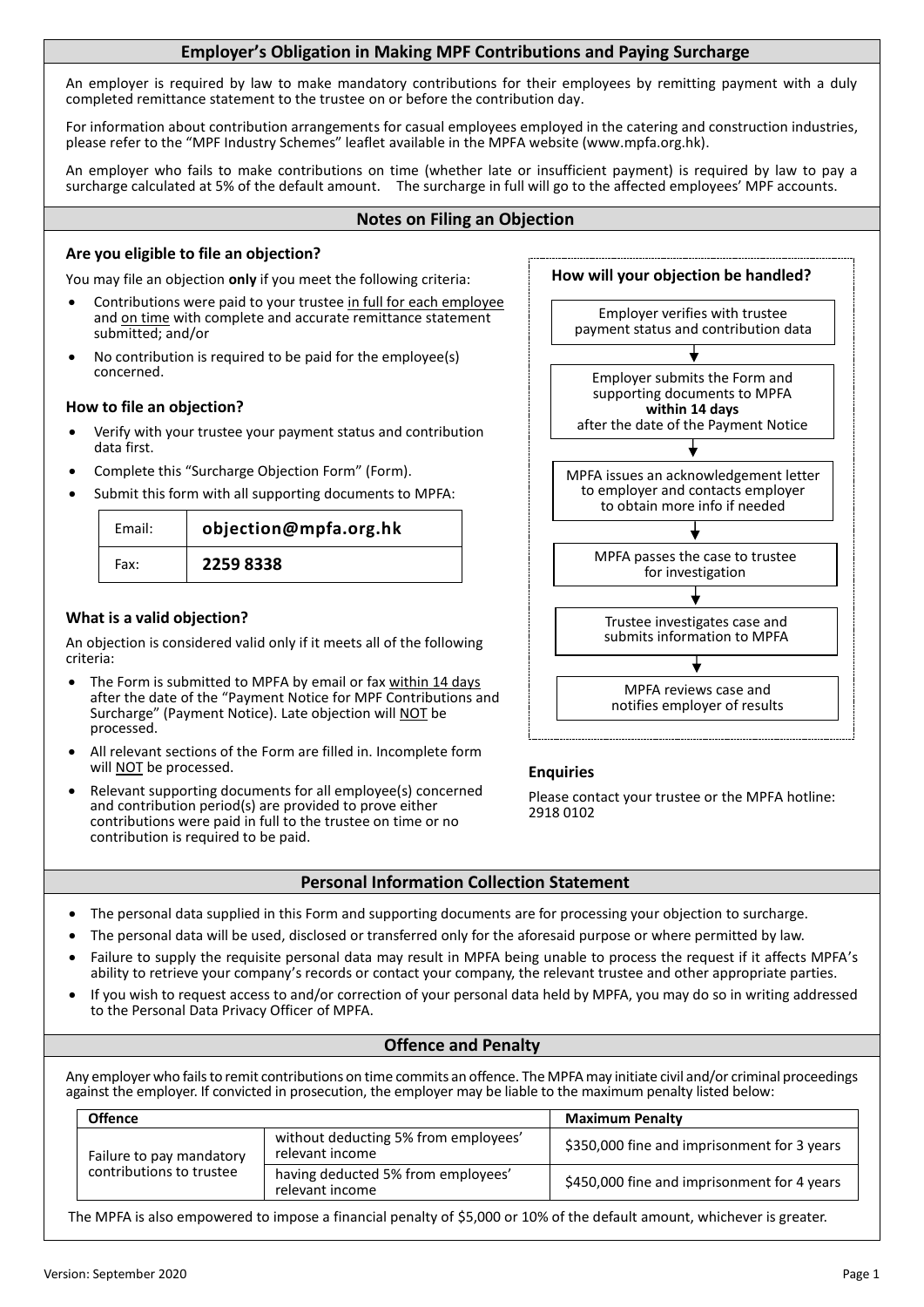## Employer's Obligation in Making MPF Contributions and Paying Surcharge

An employer is required by law to make mandatory contributions for their employees by remitting payment with a duly completed remittance statement to the trustee on or before the contribution day.

For information about contribution arrangements for casual employees employed in the catering and construction industries, please refer to the "MPF Industry Schemes" leaflet available in the MPFA website (www.mpfa.org.hk).

An employer who fails to make contributions on time (whether late or insufficient payment) is required by law to pay a surcharge calculated at 5% of the default amount. The surcharge in full will go to the affected employees' MPF accounts.

## Notes on Filing an Objection

### Are you eligible to file an objection?

You may file an objection **only** if you meet the following criteria:

- Contributions were paid to your trustee in full for each employee and on time with complete and accurate remittance statement submitted; and/or
- No contribution is required to be paid for the employee(s) concerned.

### How to file an objection?

- Verify with your trustee your payment status and contribution data first.
- Complete this "Surcharge Objection Form" (Form).
- Submit this form with all supporting documents to MPFA:

| Email: | **objection@mpfa.org.hk** |
|---|---|
| Fax: | **2259 8338** |

### What is a valid objection?

An objection is considered valid only if it meets all of the following criteria:

- The Form is submitted to MPFA by email or fax within 14 days after the date of the "Payment Notice for MPF Contributions and Surcharge" (Payment Notice). Late objection will NOT be processed.
- All relevant sections of the Form are filled in. Incomplete form will NOT be processed.
- Relevant supporting documents for all employee(s) concerned and contribution period(s) are provided to prove either contributions were paid in full to the trustee on time or no contribution is required to be paid.

### How will your objection be handled?

1. Employer verifies with trustee payment status and contribution data
2. Employer submits the Form and supporting documents to MPFA **within 14 days** after the date of the Payment Notice
3. MPFA issues an acknowledgement letter to employer and contacts employer to obtain more info if needed
4. MPFA passes the case to trustee for investigation
5. Trustee investigates case and submits information to MPFA
6. MPFA reviews case and notifies employer of results

### Enquiries

Please contact your trustee or the MPFA hotline: 2918 0102

## Personal Information Collection Statement

- The personal data supplied in this Form and supporting documents are for processing your objection to surcharge.
- The personal data will be used, disclosed or transferred only for the aforesaid purpose or where permitted by law.
- Failure to supply the requisite personal data may result in MPFA being unable to process the request if it affects MPFA's ability to retrieve your company's records or contact your company, the relevant trustee and other appropriate parties.
- If you wish to request access to and/or correction of your personal data held by MPFA, you may do so in writing addressed to the Personal Data Privacy Officer of MPFA.

## Offence and Penalty

Any employer who fails to remit contributions on time commits an offence. The MPFA may initiate civil and/or criminal proceedings against the employer. If convicted in prosecution, the employer may be liable to the maximum penalty listed below:

| Offence | | Maximum Penalty |
|---|---|---|
| Failure to pay mandatory contributions to trustee | without deducting 5% from employees' relevant income | $350,000 fine and imprisonment for 3 years |
| | having deducted 5% from employees' relevant income | $450,000 fine and imprisonment for 4 years |

The MPFA is also empowered to impose a financial penalty of $5,000 or 10% of the default amount, whichever is greater.

Version: September 2020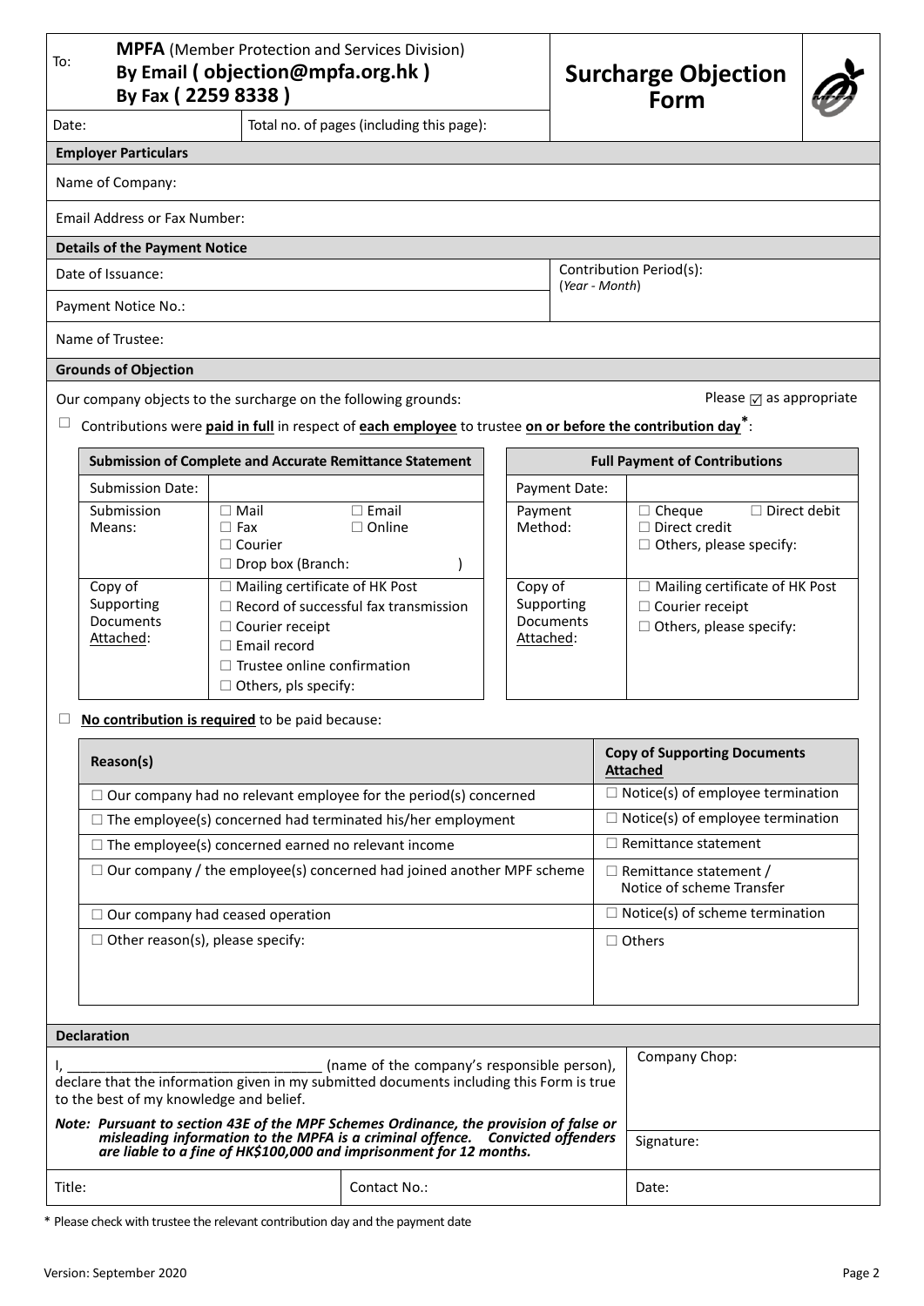To: **MPFA** (Member Protection and Services Division)
**By Email ( objection@mpfa.org.hk )**
**By Fax ( 2259 8338 )**

# Surcharge Objection Form

| | |
|---|---|
| Date: | Total no. of pages (including this page): |

## Employer Particulars

Name of Company:

Email Address or Fax Number:

## Details of the Payment Notice

| | |
|---|---|
| Date of Issuance: | Contribution Period(s): (*Year - Month*) |
| Payment Notice No.: | |

Name of Trustee:

## Grounds of Objection

Our company objects to the surcharge on the following grounds:

Please ☑ as appropriate

☐ Contributions were **paid in full** in respect of **each employee** to trustee **on or before the contribution day***:

| **Submission of Complete and Accurate Remittance Statement** | |
|---|---|
| Submission Date: | |
| Submission Means: | ☐ Mail ☐ Email ☐ Fax ☐ Online ☐ Courier ☐ Drop box (Branch: ) |
| Copy of Supporting Documents Attached: | ☐ Mailing certificate of HK Post ☐ Record of successful fax transmission ☐ Courier receipt ☐ Email record ☐ Trustee online confirmation ☐ Others, pls specify: |

| **Full Payment of Contributions** | |
|---|---|
| Payment Date: | |
| Payment Method: | ☐ Cheque ☐ Direct debit ☐ Direct credit ☐ Others, please specify: |
| Copy of Supporting Documents Attached: | ☐ Mailing certificate of HK Post ☐ Courier receipt ☐ Others, please specify: |

☐ **No contribution is required** to be paid because:

| Reason(s) | Copy of Supporting Documents Attached |
|---|---|
| ☐ Our company had no relevant employee for the period(s) concerned | ☐ Notice(s) of employee termination |
| ☐ The employee(s) concerned had terminated his/her employment | ☐ Notice(s) of employee termination |
| ☐ The employee(s) concerned earned no relevant income | ☐ Remittance statement |
| ☐ Our company / the employee(s) concerned had joined another MPF scheme | ☐ Remittance statement / Notice of scheme Transfer |
| ☐ Our company had ceased operation | ☐ Notice(s) of scheme termination |
| ☐ Other reason(s), please specify: | ☐ Others |

## Declaration

I, ________________________________ (name of the company's responsible person), declare that the information given in my submitted documents including this Form is true to the best of my knowledge and belief.

***Note: Pursuant to section 43E of the MPF Schemes Ordinance, the provision of false or misleading information to the MPFA is a criminal offence. Convicted offenders are liable to a fine of HK$100,000 and imprisonment for 12 months.***

Company Chop:

Signature:

| | | |
|---|---|---|
| Title: | Contact No.: | Date: |

* Please check with trustee the relevant contribution day and the payment date

Version: September 2020